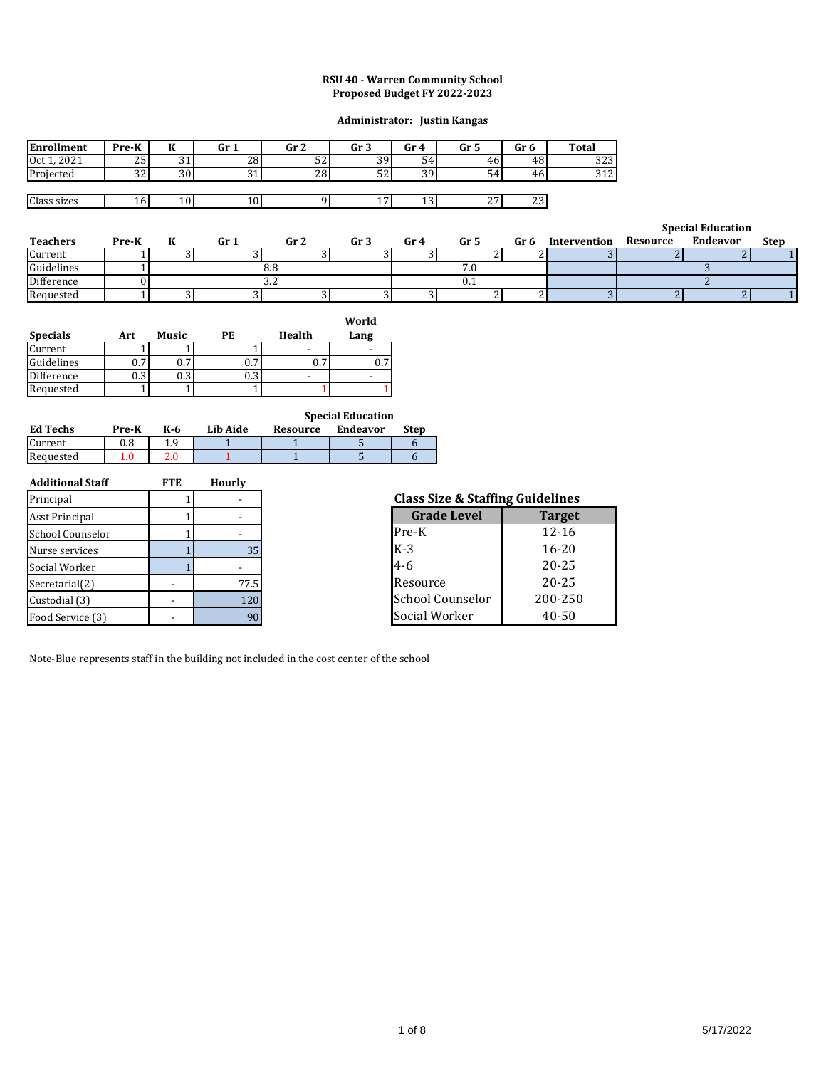**RSU 40 - Warren Community School**
**Proposed Budget FY 2022-2023**

**Administrator: Justin Kangas**

| Enrollment | Pre-K | K | Gr 1 | Gr 2 | Gr 3 | Gr 4 | Gr 5 | Gr 6 | Total |
|---|---|---|---|---|---|---|---|---|---|
| Oct 1, 2021 | 25 | 31 | 28 | 52 | 39 | 54 | 46 | 48 | 323 |
| Projected | 32 | 30 | 31 | 28 | 52 | 39 | 54 | 46 | 312 |
| | | | | | | | | | |
| Class sizes | 16 | 10 | 10 | 9 | 17 | 13 | 27 | 23 | |

| Teachers | Pre-K | K | Gr 1 | Gr 2 | Gr 3 | Gr 4 | Gr 5 | Gr 6 | Intervention | Special Education Resource | Special Education Endeavor | Special Education Step |
|---|---|---|---|---|---|---|---|---|---|---|---|---|
| Current | 1 | 3 | 3 | 3 | 3 | 3 | 2 | 2 | 3 | 2 | 2 | 1 |
| Guidelines | 1 | | | 8.8 | | | 7.0 | | | | 3 | |
| Difference | 0 | | | 3.2 | | | 0.1 | | | | 2 | |
| Requested | 1 | 3 | 3 | 3 | 3 | 3 | 2 | 2 | 3 | 2 | 2 | 1 |

| Specials | Art | Music | PE | Health | World Lang |
|---|---|---|---|---|---|
| Current | 1 | 1 | 1 | - | - |
| Guidelines | 0.7 | 0.7 | 0.7 | 0.7 | 0.7 |
| Difference | 0.3 | 0.3 | 0.3 | - | - |
| Requested | 1 | 1 | 1 | 1 | 1 |

| Ed Techs | Pre-K | K-6 | Lib Aide | Special Education Resource | Special Education Endeavor | Special Education Step |
|---|---|---|---|---|---|---|
| Current | 0.8 | 1.9 | 1 | 1 | 5 | 6 |
| Requested | 1.0 | 2.0 | 1 | 1 | 5 | 6 |

| Additional Staff | FTE | Hourly |
|---|---|---|
| Principal | 1 | - |
| Asst Principal | 1 | - |
| School Counselor | 1 | - |
| Nurse services | 1 | 35 |
| Social Worker | 1 | - |
| Secretarial(2) | - | 77.5 |
| Custodial (3) | - | 120 |
| Food Service (3) | - | 90 |

**Class Size & Staffing Guidelines**

| Grade Level | Target |
|---|---|
| Pre-K | 12-16 |
| K-3 | 16-20 |
| 4-6 | 20-25 |
| Resource | 20-25 |
| School Counselor | 200-250 |
| Social Worker | 40-50 |

Note-Blue represents staff in the building not included in the cost center of the school

5/17/2022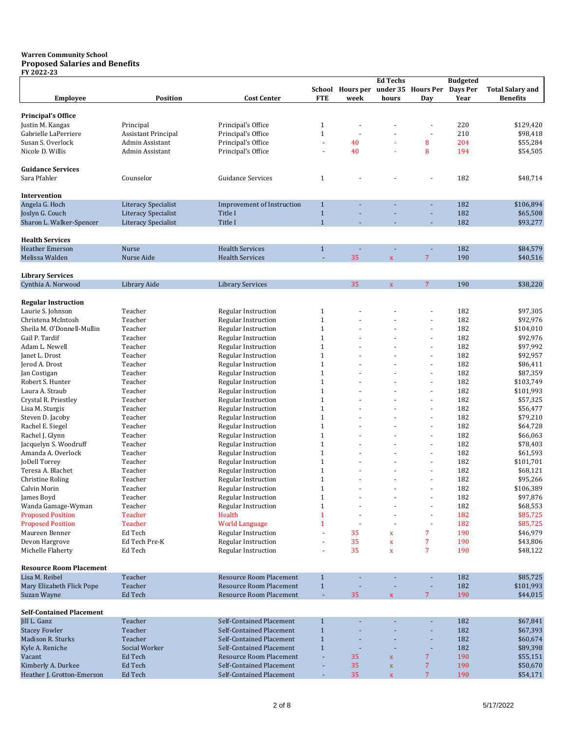**Warren Community School**
**Proposed Salaries and Benefits**
**FY 2022-23**

| Employee | Position | Cost Center | School FTE | Hours per week | Ed Techs under 35 hours | Hours Per Day | Budgeted Days Per Year | Total Salary and Benefits |
|---|---|---|---|---|---|---|---|---|
| **Principal's Office** | | | | | | | | |
| Justin M. Kangas | Principal | Principal's Office | 1 | - | - | - | 220 | $129,420 |
| Gabrielle LaPerriere | Assistant Principal | Principal's Office | 1 | - | - | - | 210 | $98,418 |
| Susan S. Overlock | Admin Assistant | Principal's Office | - | 40 | - | 8 | 204 | $55,284 |
| Nicole D. Willis | Admin Assistant | Principal's Office | - | 40 | - | 8 | 194 | $54,505 |
| **Guidance Services** | | | | | | | | |
| Sara Pfahler | Counselor | Guidance Services | 1 | - | - | - | 182 | $48,714 |
| **Intervention** | | | | | | | | |
| Angela G. Hoch | Literacy Specialist | Improvement of Instruction | 1 | - | - | - | 182 | $106,894 |
| Joslyn G. Couch | Literacy Specialist | Title I | 1 | - | - | - | 182 | $65,508 |
| Sharon L. Walker-Spencer | Literacy Specialist | Title I | 1 | - | - | - | 182 | $93,277 |
| **Health Services** | | | | | | | | |
| Heather Emerson | Nurse | Health Services | 1 | - | - | - | 182 | $84,579 |
| Melissa Walden | Nurse Aide | Health Services | - | 35 | x | 7 | 190 | $40,516 |
| **Library Services** | | | | | | | | |
| Cynthia A. Norwood | Library Aide | Library Services | | 35 | x | 7 | 190 | $38,220 |
| **Regular Instruction** | | | | | | | | |
| Laurie S. Johnson | Teacher | Regular Instruction | 1 | - | - | - | 182 | $97,305 |
| Christena McIntosh | Teacher | Regular Instruction | 1 | - | - | - | 182 | $92,976 |
| Sheila M. O'Donnell-Mullin | Teacher | Regular Instruction | 1 | - | - | - | 182 | $104,010 |
| Gail P. Tardif | Teacher | Regular Instruction | 1 | - | - | - | 182 | $92,976 |
| Adam L. Newell | Teacher | Regular Instruction | 1 | - | - | - | 182 | $97,992 |
| Janet L. Drost | Teacher | Regular Instruction | 1 | - | - | - | 182 | $92,957 |
| Jerod A. Drost | Teacher | Regular Instruction | 1 | - | - | - | 182 | $86,411 |
| Jan Costigan | Teacher | Regular Instruction | 1 | - | - | - | 182 | $87,359 |
| Robert S. Hunter | Teacher | Regular Instruction | 1 | - | - | - | 182 | $103,749 |
| Laura A. Straub | Teacher | Regular Instruction | 1 | - | - | - | 182 | $101,993 |
| Crystal R. Priestley | Teacher | Regular Instruction | 1 | - | - | - | 182 | $57,325 |
| Lisa M. Sturgis | Teacher | Regular Instruction | 1 | - | - | - | 182 | $56,477 |
| Steven D. Jacoby | Teacher | Regular Instruction | 1 | - | - | - | 182 | $79,210 |
| Rachel E. Siegel | Teacher | Regular Instruction | 1 | - | - | - | 182 | $64,728 |
| Rachel J. Glynn | Teacher | Regular Instruction | 1 | - | - | - | 182 | $66,063 |
| Jacquelyn S. Woodruff | Teacher | Regular Instruction | 1 | - | - | - | 182 | $78,403 |
| Amanda A. Overlock | Teacher | Regular Instruction | 1 | - | - | - | 182 | $61,593 |
| JoDell Torrey | Teacher | Regular Instruction | 1 | - | - | - | 182 | $101,701 |
| Teresa A. Blachet | Teacher | Regular Instruction | 1 | - | - | - | 182 | $68,121 |
| Christine Roling | Teacher | Regular Instruction | 1 | - | - | - | 182 | $95,266 |
| Calvin Morin | Teacher | Regular Instruction | 1 | - | - | - | 182 | $106,389 |
| James Boyd | Teacher | Regular Instruction | 1 | - | - | - | 182 | $97,876 |
| Wanda Gamage-Wyman | Teacher | Regular Instruction | 1 | - | - | - | 182 | $68,553 |
| Proposed Position | Teacher | Health | 1 | - | - | - | 182 | $85,725 |
| Proposed Position | Teacher | World Language | 1 | - | - | - | 182 | $85,725 |
| Maureen Benner | Ed Tech | Regular Instruction | - | 35 | x | 7 | 190 | $46,979 |
| Devon Hargrove | Ed Tech Pre-K | Regular Instruction | - | 35 | x | 7 | 190 | $43,806 |
| Michelle Flaherty | Ed Tech | Regular Instruction | - | 35 | x | 7 | 190 | $48,122 |
| **Resource Room Placement** | | | | | | | | |
| Lisa M. Reibel | Teacher | Resource Room Placement | 1 | - | - | - | 182 | $85,725 |
| Mary Elizabeth Flick Pope | Teacher | Resource Room Placement | 1 | - | - | - | 182 | $101,993 |
| Suzan Wayne | Ed Tech | Resource Room Placement | - | 35 | x | 7 | 190 | $44,015 |
| **Self-Contained Placement** | | | | | | | | |
| Jill L. Ganz | Teacher | Self-Contained Placement | 1 | - | - | - | 182 | $67,841 |
| Stacey Fowler | Teacher | Self-Contained Placement | 1 | - | - | - | 182 | $67,393 |
| Madison R. Sturks | Teacher | Self-Contained Placement | 1 | - | - | - | 182 | $60,674 |
| Kyle A. Reniche | Social Worker | Self-Contained Placement | 1 | - | - | - | 182 | $89,398 |
| Vacant | Ed Tech | Resource Room Placement | - | 35 | x | 7 | 190 | $55,151 |
| Kimberly A. Durkee | Ed Tech | Self-Contained Placement | - | 35 | x | 7 | 190 | $50,670 |
| Heather J. Grotton-Emerson | Ed Tech | Self-Contained Placement | - | 35 | x | 7 | 190 | $54,171 |

5/17/2022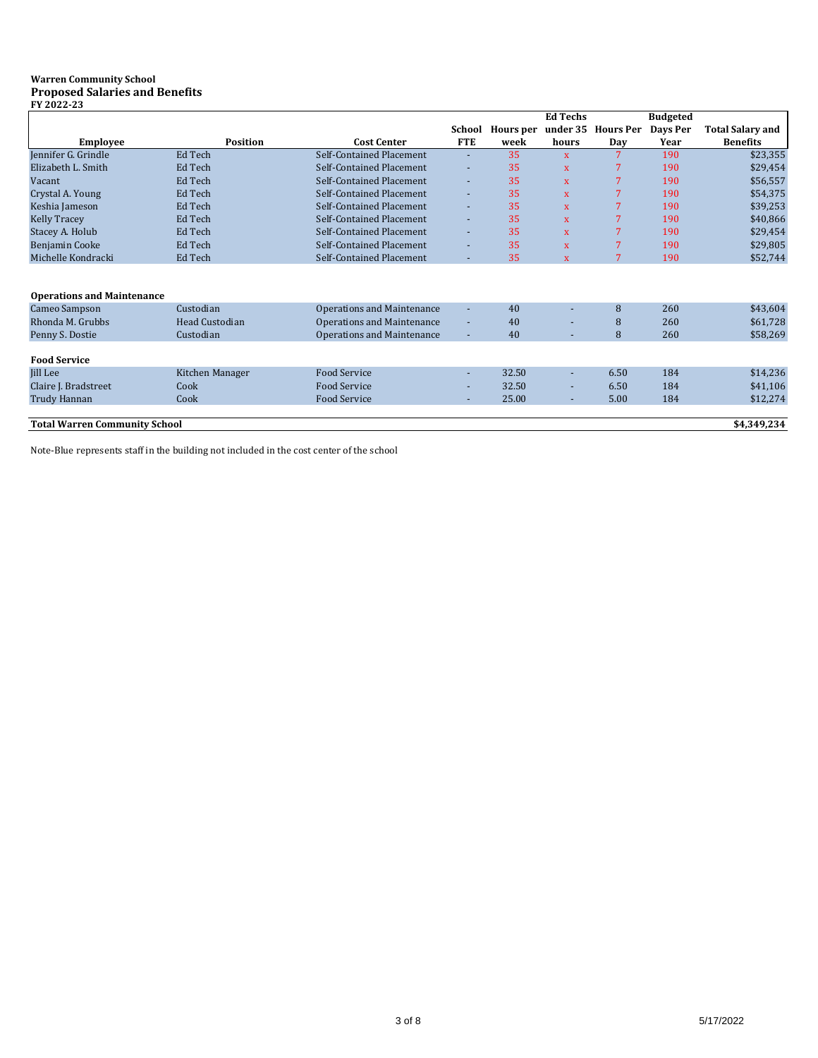**Warren Community School**
**Proposed Salaries and Benefits**
**FY 2022-23**

| Employee | Position | Cost Center | School FTE | Hours per week | Ed Techs under 35 hours | Hours Per Day | Budgeted Days Per Year | Total Salary and Benefits |
|---|---|---|---|---|---|---|---|---|
| Jennifer G. Grindle | Ed Tech | Self-Contained Placement | - | 35 | x | 7 | 190 | $23,355 |
| Elizabeth L. Smith | Ed Tech | Self-Contained Placement | - | 35 | x | 7 | 190 | $29,454 |
| Vacant | Ed Tech | Self-Contained Placement | - | 35 | x | 7 | 190 | $56,557 |
| Crystal A. Young | Ed Tech | Self-Contained Placement | - | 35 | x | 7 | 190 | $54,375 |
| Keshia Jameson | Ed Tech | Self-Contained Placement | - | 35 | x | 7 | 190 | $39,253 |
| Kelly Tracey | Ed Tech | Self-Contained Placement | - | 35 | x | 7 | 190 | $40,866 |
| Stacey A. Holub | Ed Tech | Self-Contained Placement | - | 35 | x | 7 | 190 | $29,454 |
| Benjamin Cooke | Ed Tech | Self-Contained Placement | - | 35 | x | 7 | 190 | $29,805 |
| Michelle Kondracki | Ed Tech | Self-Contained Placement | - | 35 | x | 7 | 190 | $52,744 |
| | | | | | | | | |
| **Operations and Maintenance** | | | | | | | | |
| Cameo Sampson | Custodian | Operations and Maintenance | - | 40 | - | 8 | 260 | $43,604 |
| Rhonda M. Grubbs | Head Custodian | Operations and Maintenance | - | 40 | - | 8 | 260 | $61,728 |
| Penny S. Dostie | Custodian | Operations and Maintenance | - | 40 | - | 8 | 260 | $58,269 |
| | | | | | | | | |
| **Food Service** | | | | | | | | |
| Jill Lee | Kitchen Manager | Food Service | - | 32.50 | - | 6.50 | 184 | $14,236 |
| Claire J. Bradstreet | Cook | Food Service | - | 32.50 | - | 6.50 | 184 | $41,106 |
| Trudy Hannan | Cook | Food Service | - | 25.00 | - | 5.00 | 184 | $12,274 |
| | | | | | | | | |
| **Total Warren Community School** | | | | | | | | **$4,349,234** |

Note-Blue represents staff in the building not included in the cost center of the school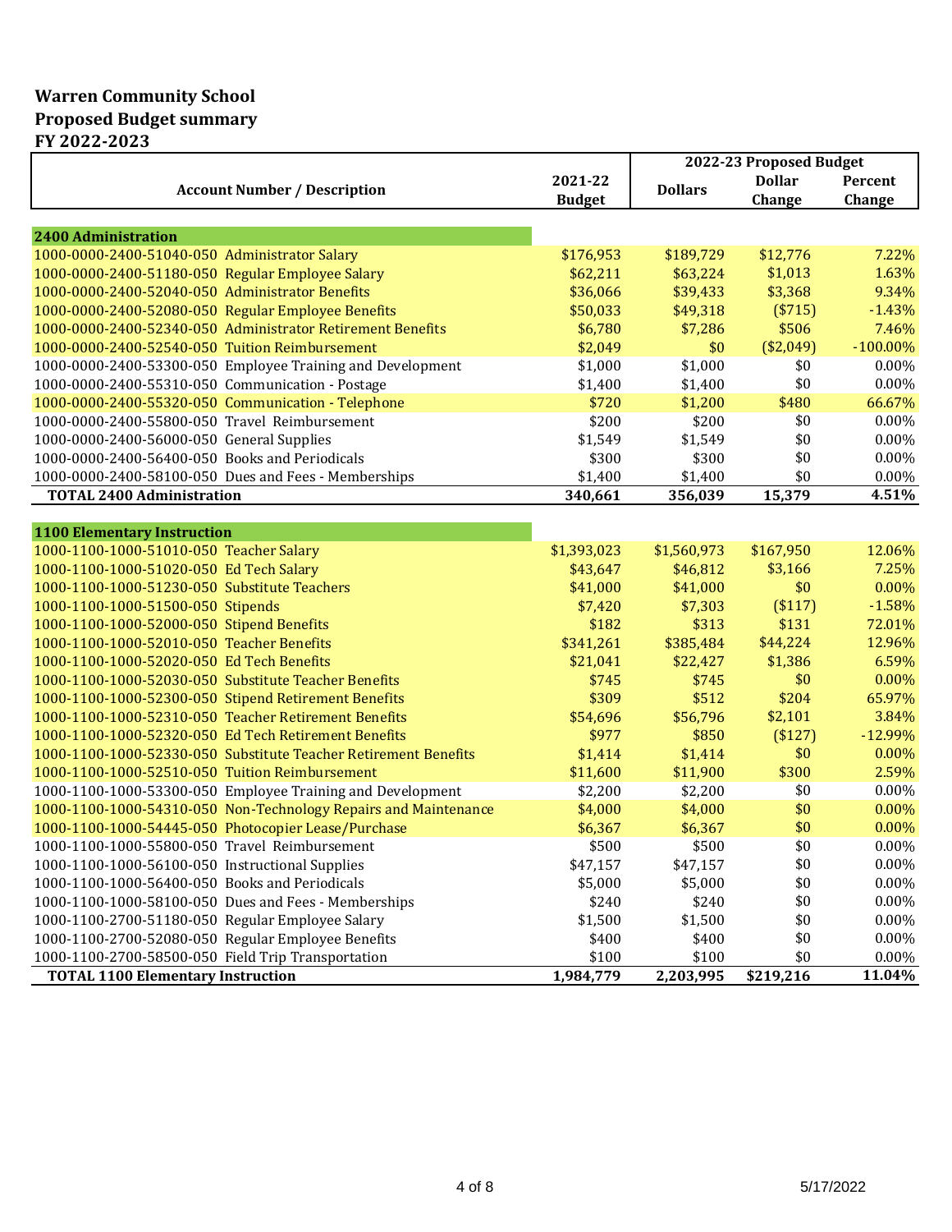# Warren Community School
## Proposed Budget summary
## FY 2022-2023

| Account Number / Description | 2021-22 Budget | 2022-23 Proposed Budget | | |
|---|---|---|---|---|
| | | Dollars | Dollar Change | Percent Change |
| **2400 Administration** | | | | |
| 1000-0000-2400-51040-050 Administrator Salary | $176,953 | $189,729 | $12,776 | 7.22% |
| 1000-0000-2400-51180-050 Regular Employee Salary | $62,211 | $63,224 | $1,013 | 1.63% |
| 1000-0000-2400-52040-050 Administrator Benefits | $36,066 | $39,433 | $3,368 | 9.34% |
| 1000-0000-2400-52080-050 Regular Employee Benefits | $50,033 | $49,318 | ($715) | -1.43% |
| 1000-0000-2400-52340-050 Administrator Retirement Benefits | $6,780 | $7,286 | $506 | 7.46% |
| 1000-0000-2400-52540-050 Tuition Reimbursement | $2,049 | $0 | ($2,049) | -100.00% |
| 1000-0000-2400-53300-050 Employee Training and Development | $1,000 | $1,000 | $0 | 0.00% |
| 1000-0000-2400-55310-050 Communication - Postage | $1,400 | $1,400 | $0 | 0.00% |
| 1000-0000-2400-55320-050 Communication - Telephone | $720 | $1,200 | $480 | 66.67% |
| 1000-0000-2400-55800-050 Travel Reimbursement | $200 | $200 | $0 | 0.00% |
| 1000-0000-2400-56000-050 General Supplies | $1,549 | $1,549 | $0 | 0.00% |
| 1000-0000-2400-56400-050 Books and Periodicals | $300 | $300 | $0 | 0.00% |
| 1000-0000-2400-58100-050 Dues and Fees - Memberships | $1,400 | $1,400 | $0 | 0.00% |
| **TOTAL 2400 Administration** | **340,661** | **356,039** | **15,379** | **4.51%** |
| **1100 Elementary Instruction** | | | | |
| 1000-1100-1000-51010-050 Teacher Salary | $1,393,023 | $1,560,973 | $167,950 | 12.06% |
| 1000-1100-1000-51020-050 Ed Tech Salary | $43,647 | $46,812 | $3,166 | 7.25% |
| 1000-1100-1000-51230-050 Substitute Teachers | $41,000 | $41,000 | $0 | 0.00% |
| 1000-1100-1000-51500-050 Stipends | $7,420 | $7,303 | ($117) | -1.58% |
| 1000-1100-1000-52000-050 Stipend Benefits | $182 | $313 | $131 | 72.01% |
| 1000-1100-1000-52010-050 Teacher Benefits | $341,261 | $385,484 | $44,224 | 12.96% |
| 1000-1100-1000-52020-050 Ed Tech Benefits | $21,041 | $22,427 | $1,386 | 6.59% |
| 1000-1100-1000-52030-050 Substitute Teacher Benefits | $745 | $745 | $0 | 0.00% |
| 1000-1100-1000-52300-050 Stipend Retirement Benefits | $309 | $512 | $204 | 65.97% |
| 1000-1100-1000-52310-050 Teacher Retirement Benefits | $54,696 | $56,796 | $2,101 | 3.84% |
| 1000-1100-1000-52320-050 Ed Tech Retirement Benefits | $977 | $850 | ($127) | -12.99% |
| 1000-1100-1000-52330-050 Substitute Teacher Retirement Benefits | $1,414 | $1,414 | $0 | 0.00% |
| 1000-1100-1000-52510-050 Tuition Reimbursement | $11,600 | $11,900 | $300 | 2.59% |
| 1000-1100-1000-53300-050 Employee Training and Development | $2,200 | $2,200 | $0 | 0.00% |
| 1000-1100-1000-54310-050 Non-Technology Repairs and Maintenance | $4,000 | $4,000 | $0 | 0.00% |
| 1000-1100-1000-54445-050 Photocopier Lease/Purchase | $6,367 | $6,367 | $0 | 0.00% |
| 1000-1100-1000-55800-050 Travel Reimbursement | $500 | $500 | $0 | 0.00% |
| 1000-1100-1000-56100-050 Instructional Supplies | $47,157 | $47,157 | $0 | 0.00% |
| 1000-1100-1000-56400-050 Books and Periodicals | $5,000 | $5,000 | $0 | 0.00% |
| 1000-1100-1000-58100-050 Dues and Fees - Memberships | $240 | $240 | $0 | 0.00% |
| 1000-1100-2700-51180-050 Regular Employee Salary | $1,500 | $1,500 | $0 | 0.00% |
| 1000-1100-2700-52080-050 Regular Employee Benefits | $400 | $400 | $0 | 0.00% |
| 1000-1100-2700-58500-050 Field Trip Transportation | $100 | $100 | $0 | 0.00% |
| **TOTAL 1100 Elementary Instruction** | **1,984,779** | **2,203,995** | **$219,216** | **11.04%** |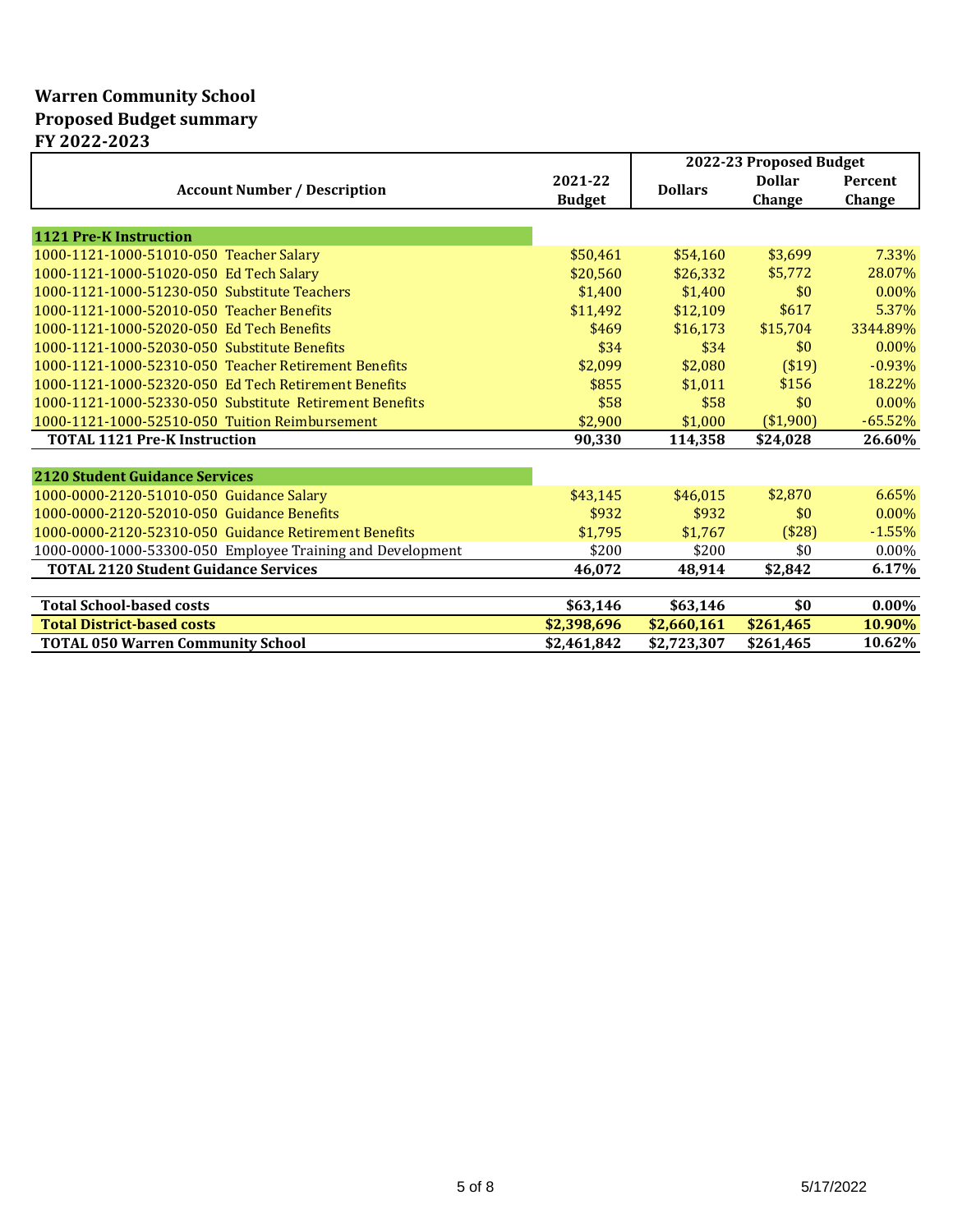**Warren Community School**
**Proposed Budget summary**
**FY 2022-2023**

| Account Number / Description | 2021-22 Budget | 2022-23 Proposed Budget | | |
|---|---|---|---|---|
| | | Dollars | Dollar Change | Percent Change |
| **1121 Pre-K Instruction** | | | | |
| 1000-1121-1000-51010-050 Teacher Salary | $50,461 | $54,160 | $3,699 | 7.33% |
| 1000-1121-1000-51020-050 Ed Tech Salary | $20,560 | $26,332 | $5,772 | 28.07% |
| 1000-1121-1000-51230-050 Substitute Teachers | $1,400 | $1,400 | $0 | 0.00% |
| 1000-1121-1000-52010-050 Teacher Benefits | $11,492 | $12,109 | $617 | 5.37% |
| 1000-1121-1000-52020-050 Ed Tech Benefits | $469 | $16,173 | $15,704 | 3344.89% |
| 1000-1121-1000-52030-050 Substitute Benefits | $34 | $34 | $0 | 0.00% |
| 1000-1121-1000-52310-050 Teacher Retirement Benefits | $2,099 | $2,080 | ($19) | -0.93% |
| 1000-1121-1000-52320-050 Ed Tech Retirement Benefits | $855 | $1,011 | $156 | 18.22% |
| 1000-1121-1000-52330-050 Substitute Retirement Benefits | $58 | $58 | $0 | 0.00% |
| 1000-1121-1000-52510-050 Tuition Reimbursement | $2,900 | $1,000 | ($1,900) | -65.52% |
| **TOTAL 1121 Pre-K Instruction** | **90,330** | **114,358** | **$24,028** | **26.60%** |
| **2120 Student Guidance Services** | | | | |
| 1000-0000-2120-51010-050 Guidance Salary | $43,145 | $46,015 | $2,870 | 6.65% |
| 1000-0000-2120-52010-050 Guidance Benefits | $932 | $932 | $0 | 0.00% |
| 1000-0000-2120-52310-050 Guidance Retirement Benefits | $1,795 | $1,767 | ($28) | -1.55% |
| 1000-0000-1000-53300-050 Employee Training and Development | $200 | $200 | $0 | 0.00% |
| **TOTAL 2120 Student Guidance Services** | **46,072** | **48,914** | **$2,842** | **6.17%** |
| **Total School-based costs** | **$63,146** | **$63,146** | **$0** | **0.00%** |
| **Total District-based costs** | **$2,398,696** | **$2,660,161** | **$261,465** | **10.90%** |
| **TOTAL 050 Warren Community School** | **$2,461,842** | **$2,723,307** | **$261,465** | **10.62%** |

5/17/2022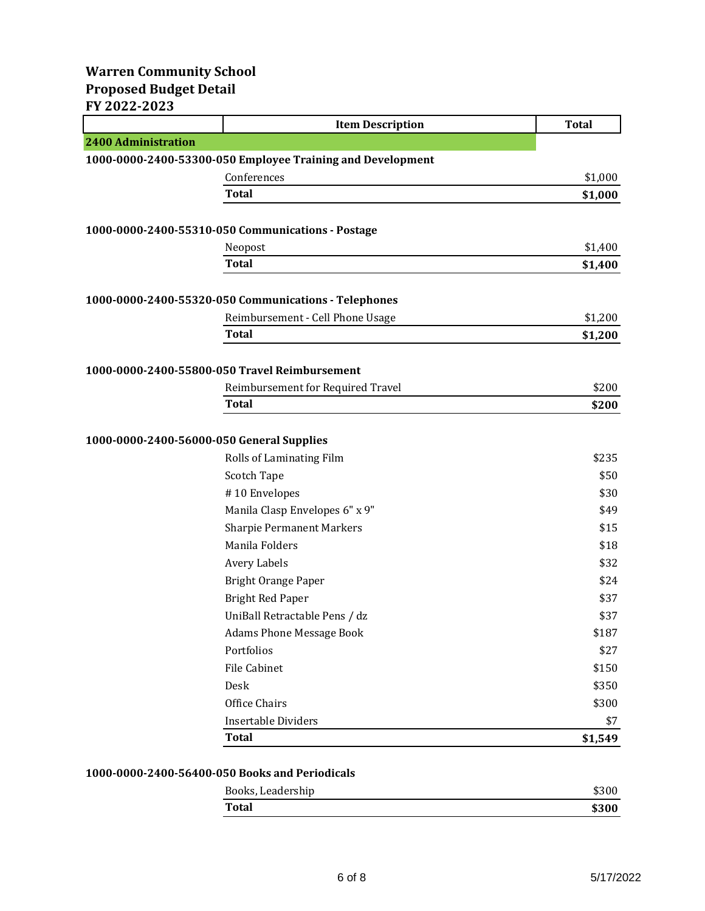**Warren Community School**
**Proposed Budget Detail**
**FY 2022-2023**

| | Item Description | Total |
|---|---|---|
| **2400 Administration** | | |
| **1000-0000-2400-53300-050 Employee Training and Development** | | |
| | Conferences | $1,000 |
| | **Total** | **$1,000** |
| **1000-0000-2400-55310-050 Communications - Postage** | | |
| | Neopost | $1,400 |
| | **Total** | **$1,400** |
| **1000-0000-2400-55320-050 Communications - Telephones** | | |
| | Reimbursement - Cell Phone Usage | $1,200 |
| | **Total** | **$1,200** |
| **1000-0000-2400-55800-050 Travel Reimbursement** | | |
| | Reimbursement for Required Travel | $200 |
| | **Total** | **$200** |
| **1000-0000-2400-56000-050 General Supplies** | | |
| | Rolls of Laminating Film | $235 |
| | Scotch Tape | $50 |
| | # 10 Envelopes | $30 |
| | Manila Clasp Envelopes 6" x 9" | $49 |
| | Sharpie Permanent Markers | $15 |
| | Manila Folders | $18 |
| | Avery Labels | $32 |
| | Bright Orange Paper | $24 |
| | Bright Red Paper | $37 |
| | UniBall Retractable Pens / dz | $37 |
| | Adams Phone Message Book | $187 |
| | Portfolios | $27 |
| | File Cabinet | $150 |
| | Desk | $350 |
| | Office Chairs | $300 |
| | Insertable Dividers | $7 |
| | **Total** | **$1,549** |
| **1000-0000-2400-56400-050 Books and Periodicals** | | |
| | Books, Leadership | $300 |
| | **Total** | **$300** |

5/17/2022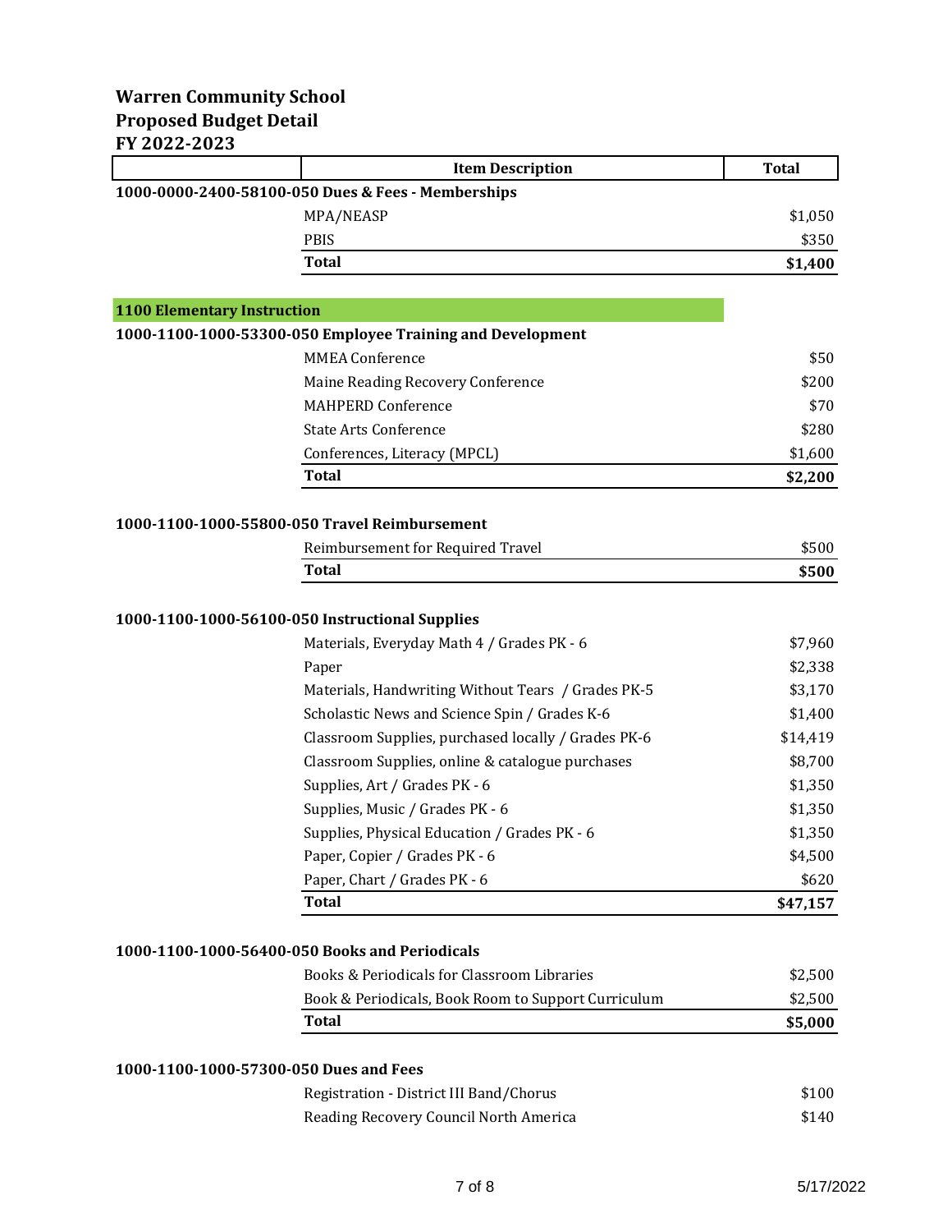**Warren Community School**
**Proposed Budget Detail**
**FY 2022-2023**

| | Item Description | Total |
|---|---|---|
| **1000-0000-2400-58100-050 Dues & Fees - Memberships** | | |
| | MPA/NEASP | $1,050 |
| | PBIS | $350 |
| | **Total** | **$1,400** |
| | | |
| **1100 Elementary Instruction** | | |
| **1000-1100-1000-53300-050 Employee Training and Development** | | |
| | MMEA Conference | $50 |
| | Maine Reading Recovery Conference | $200 |
| | MAHPERD Conference | $70 |
| | State Arts Conference | $280 |
| | Conferences, Literacy (MPCL) | $1,600 |
| | **Total** | **$2,200** |
| | | |
| **1000-1100-1000-55800-050 Travel Reimbursement** | | |
| | Reimbursement for Required Travel | $500 |
| | **Total** | **$500** |
| | | |
| **1000-1100-1000-56100-050 Instructional Supplies** | | |
| | Materials, Everyday Math 4 / Grades PK - 6 | $7,960 |
| | Paper | $2,338 |
| | Materials, Handwriting Without Tears / Grades PK-5 | $3,170 |
| | Scholastic News and Science Spin / Grades K-6 | $1,400 |
| | Classroom Supplies, purchased locally / Grades PK-6 | $14,419 |
| | Classroom Supplies, online & catalogue purchases | $8,700 |
| | Supplies, Art / Grades PK - 6 | $1,350 |
| | Supplies, Music / Grades PK - 6 | $1,350 |
| | Supplies, Physical Education / Grades PK - 6 | $1,350 |
| | Paper, Copier / Grades PK - 6 | $4,500 |
| | Paper, Chart / Grades PK - 6 | $620 |
| | **Total** | **$47,157** |
| | | |
| **1000-1100-1000-56400-050 Books and Periodicals** | | |
| | Books & Periodicals for Classroom Libraries | $2,500 |
| | Book & Periodicals, Book Room to Support Curriculum | $2,500 |
| | **Total** | **$5,000** |
| | | |
| **1000-1100-1000-57300-050 Dues and Fees** | | |
| | Registration - District III Band/Chorus | $100 |
| | Reading Recovery Council North America | $140 |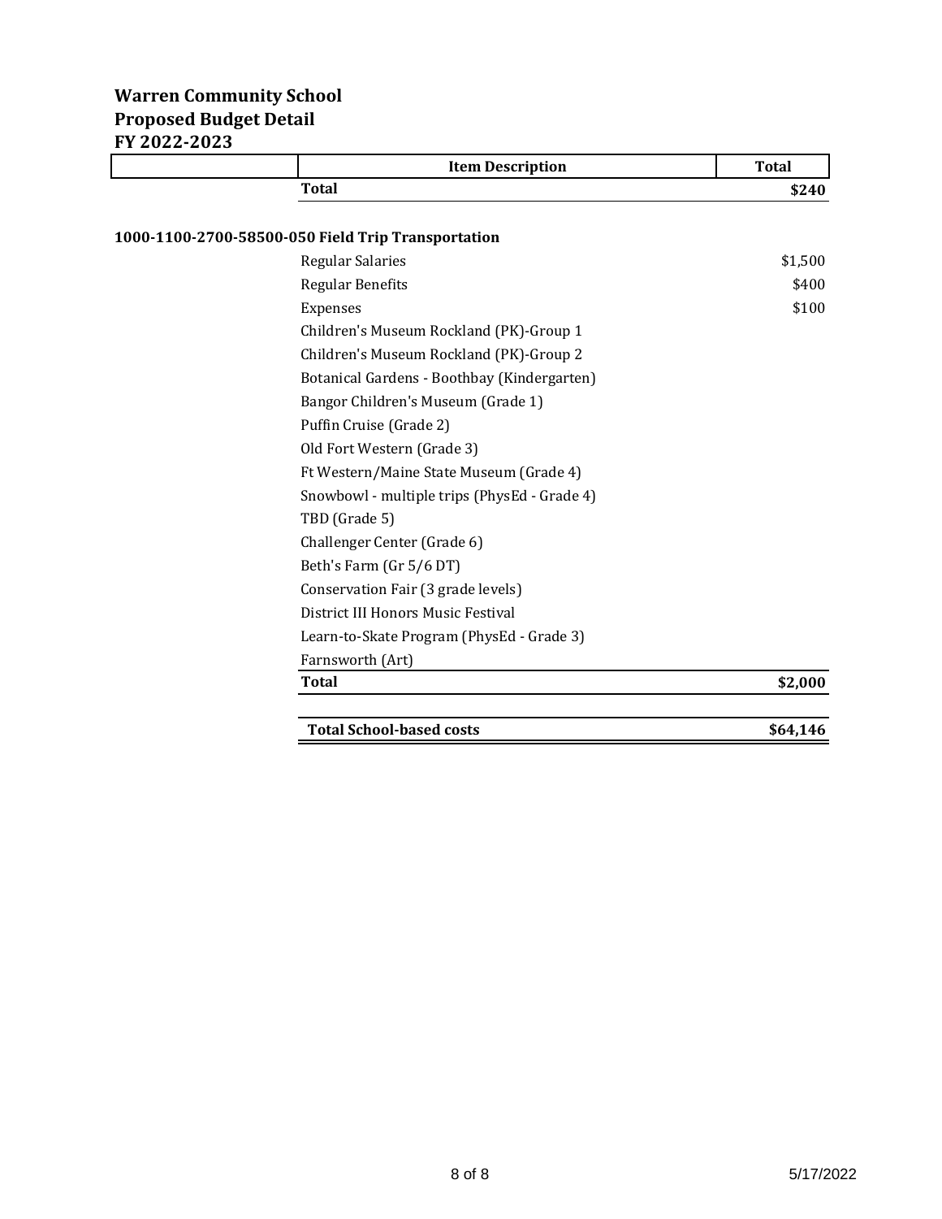**Warren Community School**
**Proposed Budget Detail**
**FY 2022-2023**

| | Item Description | Total |
|---|---|---|
| | **Total** | **$240** |

**1000-1100-2700-58500-050 Field Trip Transportation**

| | Item Description | Total |
|---|---|---|
| | Regular Salaries | $1,500 |
| | Regular Benefits | $400 |
| | Expenses | $100 |
| | Children's Museum Rockland (PK)-Group 1 | |
| | Children's Museum Rockland (PK)-Group 2 | |
| | Botanical Gardens - Boothbay (Kindergarten) | |
| | Bangor Children's Museum (Grade 1) | |
| | Puffin Cruise (Grade 2) | |
| | Old Fort Western (Grade 3) | |
| | Ft Western/Maine State Museum (Grade 4) | |
| | Snowbowl - multiple trips (PhysEd - Grade 4) | |
| | TBD (Grade 5) | |
| | Challenger Center (Grade 6) | |
| | Beth's Farm (Gr 5/6 DT) | |
| | Conservation Fair (3 grade levels) | |
| | District III Honors Music Festival | |
| | Learn-to-Skate Program (PhysEd - Grade 3) | |
| | Farnsworth (Art) | |
| | **Total** | **$2,000** |
| | **Total School-based costs** | **$64,146** |